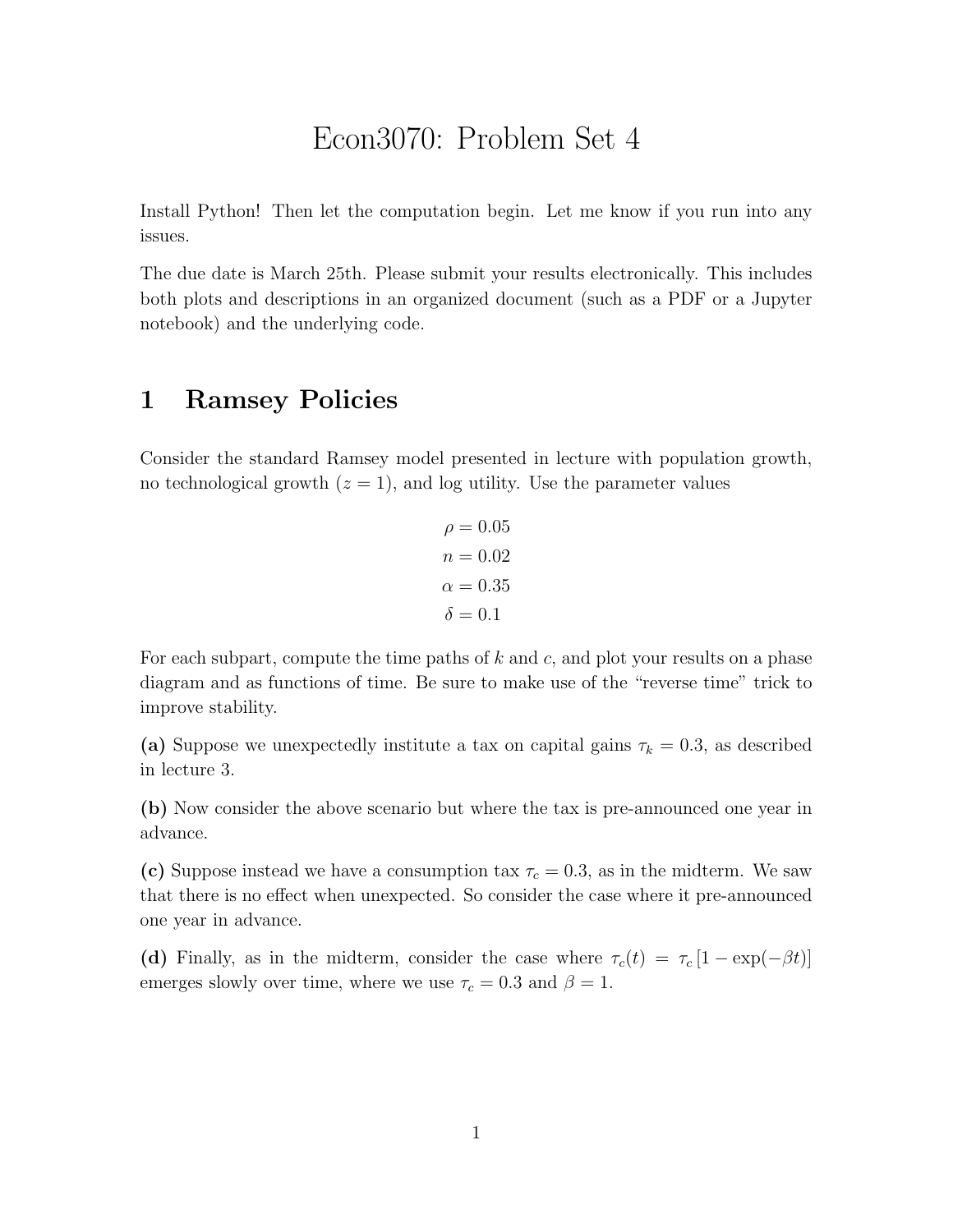# Econ3070: Problem Set 4

Install Python! Then let the computation begin. Let me know if you run into any issues.

The due date is March 25th. Please submit your results electronically. This includes both plots and descriptions in an organized document (such as a PDF or a Jupyter notebook) and the underlying code.

## 1 Ramsey Policies

Consider the standard Ramsey model presented in lecture with population growth, no technological growth ($z = 1$), and log utility. Use the parameter values

$$\rho = 0.05$$
$$n = 0.02$$
$$\alpha = 0.35$$
$$\delta = 0.1$$

For each subpart, compute the time paths of $k$ and $c$, and plot your results on a phase diagram and as functions of time. Be sure to make use of the "reverse time" trick to improve stability.

**(a)** Suppose we unexpectedly institute a tax on capital gains $\tau_k = 0.3$, as described in lecture 3.

**(b)** Now consider the above scenario but where the tax is pre-announced one year in advance.

**(c)** Suppose instead we have a consumption tax $\tau_c = 0.3$, as in the midterm. We saw that there is no effect when unexpected. So consider the case where it pre-announced one year in advance.

**(d)** Finally, as in the midterm, consider the case where $\tau_c(t) = \tau_c [1 - \exp(-\beta t)]$ emerges slowly over time, where we use $\tau_c = 0.3$ and $\beta = 1$.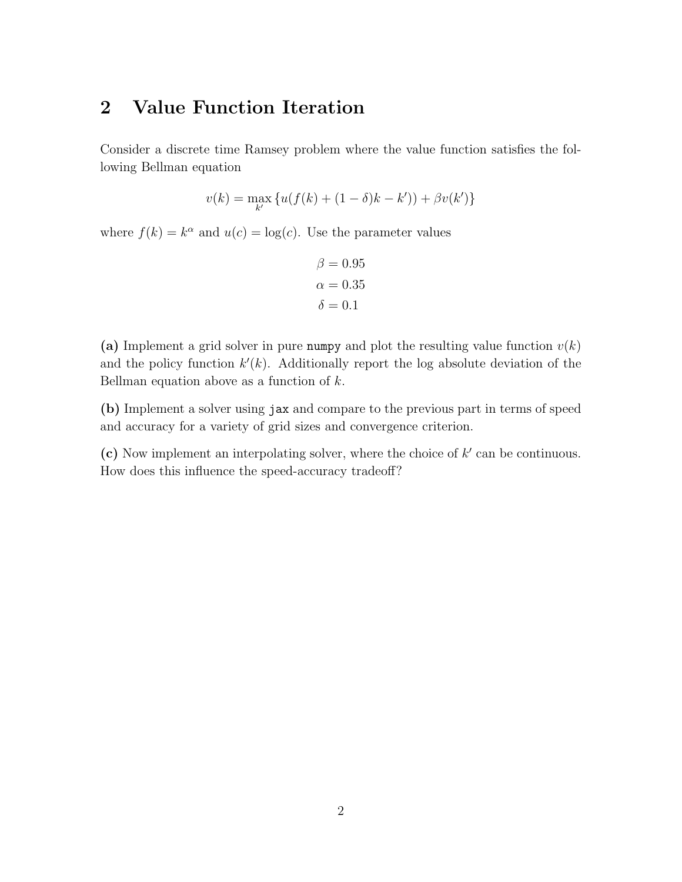## 2 Value Function Iteration

Consider a discrete time Ramsey problem where the value function satisfies the following Bellman equation

$$v(k) = \max_{k'} \{u(f(k) + (1-\delta)k - k')) + \beta v(k')\}$$

where $f(k) = k^\alpha$ and $u(c) = \log(c)$. Use the parameter values

$$\beta = 0.95$$
$$\alpha = 0.35$$
$$\delta = 0.1$$

**(a)** Implement a grid solver in pure `numpy` and plot the resulting value function $v(k)$ and the policy function $k'(k)$. Additionally report the log absolute deviation of the Bellman equation above as a function of $k$.

**(b)** Implement a solver using `jax` and compare to the previous part in terms of speed and accuracy for a variety of grid sizes and convergence criterion.

**(c)** Now implement an interpolating solver, where the choice of $k'$ can be continuous. How does this influence the speed-accuracy tradeoff?